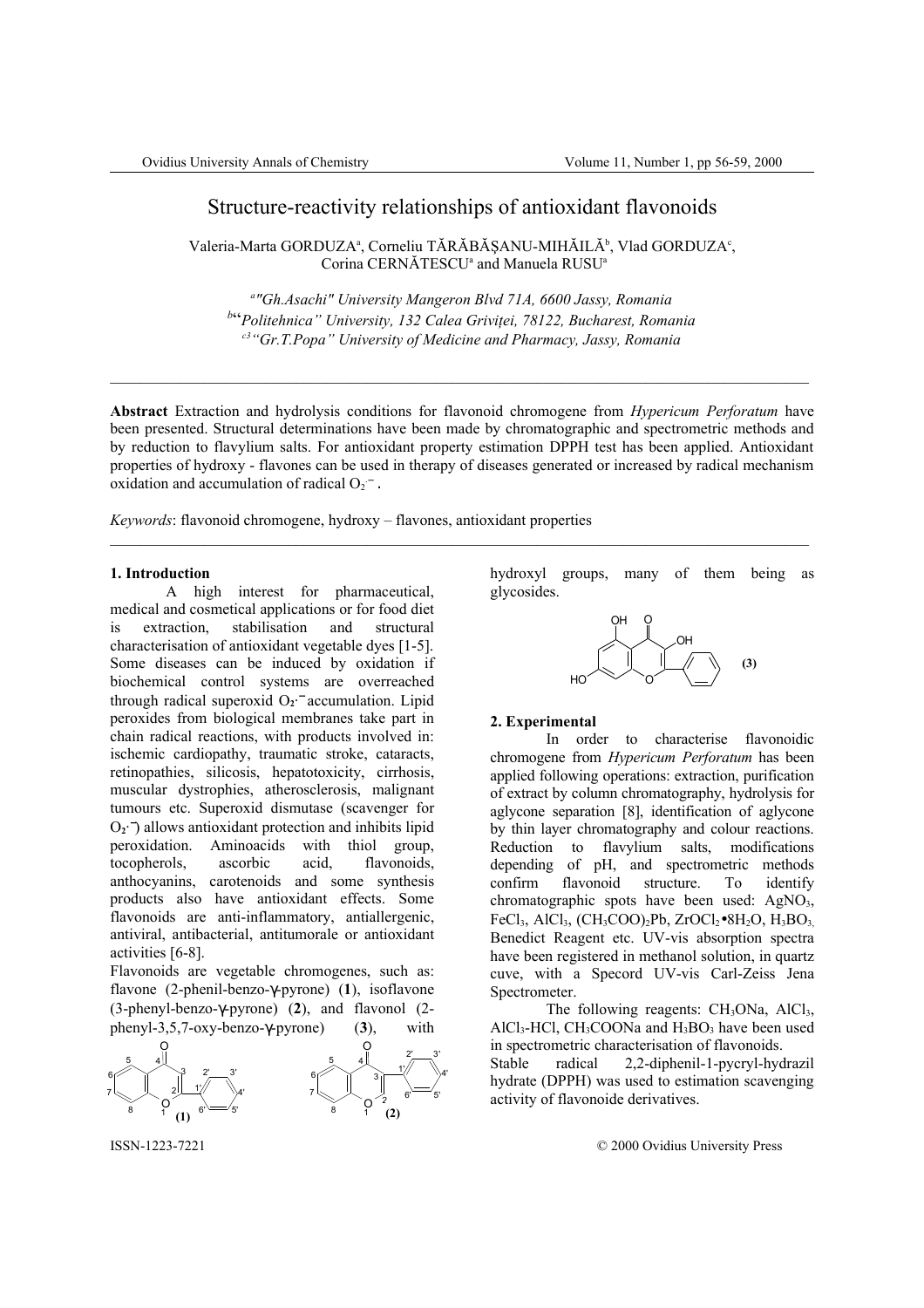# Structure-reactivity relationships of antioxidant flavonoids

Valeria-Marta GORDUZA[a], Corneliu TĂRĂBĂŞANU-MIHĂILĂ[b], Vlad GORDUZA[c], Corina CERNĂTESCU[a] and Manuela RUSU[a]

[a] "Gh.Asachi" University Mangeron Blvd 71A, 6600 Jassy, Romania
[b] "Politehnica" University, 132 Calea Griviţei, 78122, Bucharest, Romania
[c3] "Gr.T.Popa" University of Medicine and Pharmacy, Jassy, Romania

---

**Abstract** Extraction and hydrolysis conditions for flavonoid chromogene from *Hypericum Perforatum* have been presented. Structural determinations have been made by chromatographic and spectrometric methods and by reduction to flavylium salts. For antioxidant property estimation DPPH test has been applied. Antioxidant properties of hydroxy - flavones can be used in therapy of diseases generated or increased by radical mechanism oxidation and accumulation of radical $O_2^{\cdot -}$.

*Keywords*: flavonoid chromogene, hydroxy – flavones, antioxidant properties

---

## 1. Introduction

A high interest for pharmaceutical, medical and cosmetical applications or for food diet is extraction, stabilisation and structural characterisation of antioxidant vegetable dyes [1-5]. Some diseases can be induced by oxidation if biochemical control systems are overreached through radical superoxid $O_2^{\cdot -}$ accumulation. Lipid peroxides from biological membranes take part in chain radical reactions, with products involved in: ischemic cardiopathy, traumatic stroke, cataracts, retinopathies, silicosis, hepatotoxicity, cirrhosis, muscular dystrophies, atherosclerosis, malignant tumours etc. Superoxid dismutase (scavenger for $O_2^{\cdot -}$) allows antioxidant protection and inhibits lipid peroxidation. Aminoacids with thiol group, tocopherols, ascorbic acid, flavonoids, anthocyanins, carotenoids and some synthesis products also have antioxidant effects. Some flavonoids are anti-inflammatory, antiallergenic, antiviral, antibacterial, antitumorale or antioxidant activities [6-8].

Flavonoids are vegetable chromogenes, such as: flavone (2-phenil-benzo-γ-pyrone) (**1**), isoflavone (3-phenyl-benzo-γ-pyrone) (**2**), and flavonol (2-phenyl-3,5,7-oxy-benzo-γ-pyrone) (**3**), with hydroxyl groups, many of them being as glycosides.

## 2. Experimental

In order to characterise flavonoidic chromogene from *Hypericum Perforatum* has been applied following operations: extraction, purification of extract by column chromatography, hydrolysis for aglycone separation [8], identification of aglycone by thin layer chromatography and colour reactions. Reduction to flavylium salts, modifications depending of pH, and spectrometric methods confirm flavonoid structure. To identify chromatographic spots have been used: $AgNO_3$, $FeCl_3$, $AlCl_3$, $(CH_3COO)_2Pb$, $ZrOCl_2 \bullet 8H_2O$, $H_3BO_3$, Benedict Reagent etc. UV-vis absorption spectra have been registered in methanol solution, in quartz cuve, with a Specord UV-vis Carl-Zeiss Jena Spectrometer.

The following reagents: $CH_3ONa$, $AlCl_3$, $AlCl_3$-HCl, $CH_3COONa$ and $H_3BO_3$ have been used in spectrometric characterisation of flavonoids.

Stable radical 2,2-diphenil-1-pycryl-hydrazil hydrate (DPPH) was used to estimation scavenging activity of flavonoide derivatives.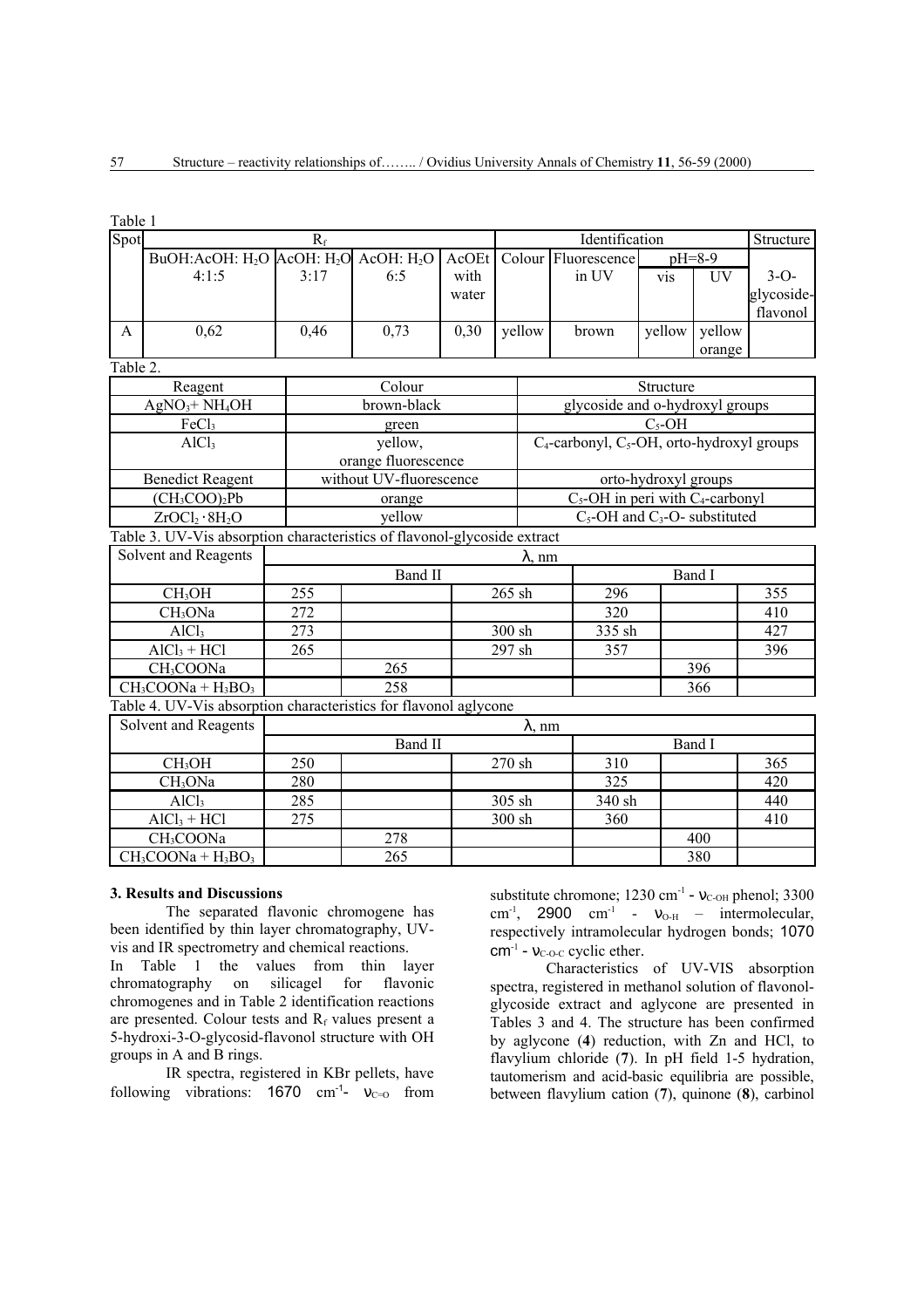Table 1

| Spot | $R_f$ | | | | Identification | | | | Structure |
|---|---|---|---|---|---|---|---|---|---|
| | BuOH:AcOH: $H_2O$ 4:1:5 | AcOH: $H_2O$ 3:17 | AcOH: $H_2O$ 6:5 | AcOEt with water | Colour | Fluorescence in UV | pH=8-9 | | 3-O-glycoside-flavonol |
| | | | | | | | vis | UV | |
| A | 0,62 | 0,46 | 0,73 | 0,30 | yellow | brown | yellow | yellow orange | |

Table 2.

| Reagent | Colour | Structure |
|---|---|---|
| $AgNO_3$+ $NH_4OH$ | brown-black | glycoside and o-hydroxyl groups |
| $FeCl_3$ | green | $C_5$-OH |
| $AlCl_3$ | yellow, orange fluorescence | $C_4$-carbonyl, $C_5$-OH, orto-hydroxyl groups |
| Benedict Reagent | without UV-fluorescence | orto-hydroxyl groups |
| $(CH_3COO)_2Pb$ | orange | $C_5$-OH in peri with $C_4$-carbonyl |
| $ZrOCl_2 \cdot 8H_2O$ | yellow | $C_5$-OH and $C_3$-O- substituted |

Table 3. UV-Vis absorption characteristics of flavonol-glycoside extract

| Solvent and Reagents | λ, nm | | | | | |
|---|---|---|---|---|---|---|
| | Band II | | | Band I | | |
| $CH_3OH$ | 255 | | 265 sh | 296 | | 355 |
| $CH_3ONa$ | 272 | | | 320 | | 410 |
| $AlCl_3$ | 273 | | 300 sh | 335 sh | | 427 |
| $AlCl_3$ + HCl | 265 | | 297 sh | 357 | | 396 |
| $CH_3COONa$ | | 265 | | | 396 | |
| $CH_3COONa$ + $H_3BO_3$ | | 258 | | | 366 | |

Table 4. UV-Vis absorption characteristics for flavonol aglycone

| Solvent and Reagents | λ, nm | | | | | |
|---|---|---|---|---|---|---|
| | Band II | | | Band I | | |
| $CH_3OH$ | 250 | | 270 sh | 310 | | 365 |
| $CH_3ONa$ | 280 | | | 325 | | 420 |
| $AlCl_3$ | 285 | | 305 sh | 340 sh | | 440 |
| $AlCl_3$ + HCl | 275 | | 300 sh | 360 | | 410 |
| $CH_3COONa$ | | 278 | | | 400 | |
| $CH_3COONa$ + $H_3BO_3$ | | 265 | | | 380 | |

## 3. Results and Discussions

The separated flavonic chromogene has been identified by thin layer chromatography, UV-vis and IR spectrometry and chemical reactions.

In Table 1 the values from thin layer chromatography on silicagel for flavonic chromogenes and in Table 2 identification reactions are presented. Colour tests and $R_f$ values present a 5-hydroxi-3-O-glycosid-flavonol structure with OH groups in A and B rings.

IR spectra, registered in KBr pellets, have following vibrations: 1670 $cm^{-1}$- $\nu_{C=O}$ from substitute chromone; 1230 $cm^{-1}$ - $\nu_{C-OH}$ phenol; 3300 $cm^{-1}$, 2900 $cm^{-1}$ - $\nu_{O-H}$ – intermolecular, respectively intramolecular hydrogen bonds; 1070 $cm^{-1}$ - $\nu_{C-O-C}$ cyclic ether.

Characteristics of UV-VIS absorption spectra, registered in methanol solution of flavonol-glycoside extract and aglycone are presented in Tables 3 and 4. The structure has been confirmed by aglycone (**4**) reduction, with Zn and HCl, to flavylium chloride (**7**). In pH field 1-5 hydration, tautomerism and acid-basic equilibria are possible, between flavylium cation (**7**), quinone (**8**), carbinol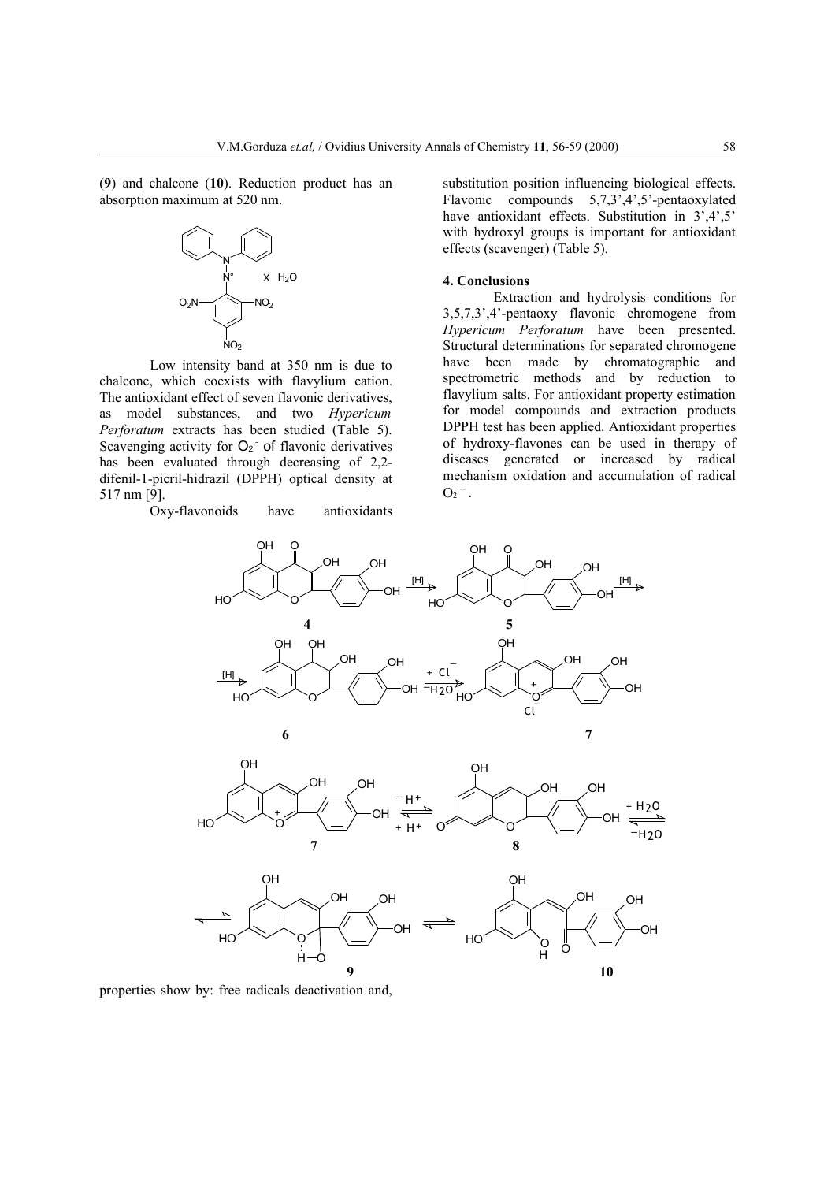(**9**) and chalcone (**10**). Reduction product has an absorption maximum at 520 nm.

Low intensity band at 350 nm is due to chalcone, which coexists with flavylium cation. The antioxidant effect of seven flavonic derivatives, as model substances, and two *Hypericum Perforatum* extracts has been studied (Table 5). Scavenging activity for $O_2^{\cdot -}$ of flavonic derivatives has been evaluated through decreasing of 2,2-difenil-1-picril-hidrazil (DPPH) optical density at 517 nm [9].

Oxy-flavonoids have antioxidants properties show by: free radicals deactivation and, substitution position influencing biological effects. Flavonic compounds 5,7,3',4',5'-pentaoxylated have antioxidant effects. Substitution in 3',4',5' with hydroxyl groups is important for antioxidant effects (scavenger) (Table 5).

## 4. Conclusions

Extraction and hydrolysis conditions for 3,5,7,3',4'-pentaoxy flavonic chromogene from *Hypericum Perforatum* have been presented. Structural determinations for separated chromogene have been made by chromatographic and spectrometric methods and by reduction to flavylium salts. For antioxidant property estimation for model compounds and extraction products DPPH test has been applied. Antioxidant properties of hydroxy-flavones can be used in therapy of diseases generated or increased by radical mechanism oxidation and accumulation of radical $O_2^{\cdot -}$.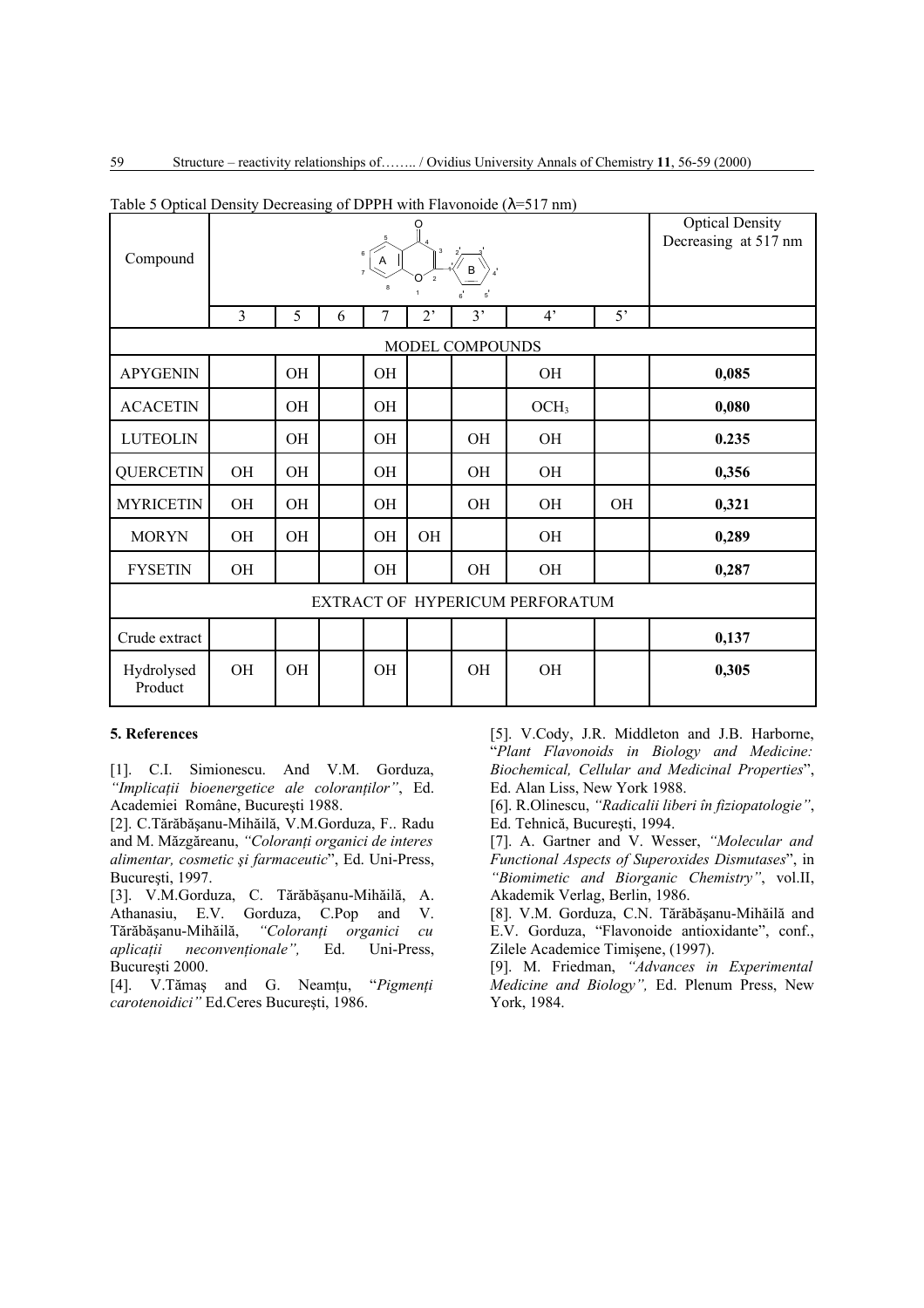Table 5 Optical Density Decreasing of DPPH with Flavonoide (λ=517 nm)

| Compound | 3 | 5 | 6 | 7 | 2' | 3' | 4' | 5' | Optical Density Decreasing at 517 nm |
|---|---|---|---|---|---|---|---|---|---|
| MODEL COMPOUNDS | | | | | | | | | |
| APYGENIN | | OH | | OH | | | OH | | **0,085** |
| ACACETIN | | OH | | OH | | | $OCH_3$ | | **0,080** |
| LUTEOLIN | | OH | | OH | | OH | OH | | **0.235** |
| QUERCETIN | OH | OH | | OH | | OH | OH | | **0,356** |
| MYRICETIN | OH | OH | | OH | | OH | OH | OH | **0,321** |
| MORYN | OH | OH | | OH | OH | | OH | | **0,289** |
| FYSETIN | OH | | | OH | | OH | OH | | **0,287** |
| EXTRACT OF HYPERICUM PERFORATUM | | | | | | | | | |
| Crude extract | | | | | | | | | **0,137** |
| Hydrolysed Product | OH | OH | | OH | | OH | OH | | **0,305** |

## 5. References

[1]. C.I. Simionescu. And V.M. Gorduza, *"Implicații bioenergetice ale coloranților"*, Ed. Academiei Române, București 1988.

[2]. C.Tărăbășanu-Mihăilă, V.M.Gorduza, F.. Radu and M. Măzgăreanu, *"Coloranți organici de interes alimentar, cosmetic și farmaceutic*", Ed. Uni-Press, București, 1997.

[3]. V.M.Gorduza, C. Tărăbășanu-Mihăilă, A. Athanasiu, E.V. Gorduza, C.Pop and V. Tărăbășanu-Mihăilă, *"Coloranți organici cu aplicații neconvenționale",* Ed. Uni-Press, București 2000.

[4]. V.Tămaș and G. Neamțu, "*Pigmenți carotenoidici"* Ed.Ceres București, 1986.

[5]. V.Cody, J.R. Middleton and J.B. Harborne, "*Plant Flavonoids in Biology and Medicine: Biochemical, Cellular and Medicinal Properties*", Ed. Alan Liss, New York 1988.

[6]. R.Olinescu, *"Radicalii liberi în fiziopatologie"*, Ed. Tehnică, București, 1994.

[7]. A. Gartner and V. Wesser, *"Molecular and Functional Aspects of Superoxides Dismutases*", in *"Biomimetic and Biorganic Chemistry"*, vol.II, Akademik Verlag, Berlin, 1986.

[8]. V.M. Gorduza, C.N. Tărăbășanu-Mihăilă and E.V. Gorduza, "Flavonoide antioxidante", conf., Zilele Academice Timișene, (1997).

[9]. M. Friedman, *"Advances in Experimental Medicine and Biology",* Ed. Plenum Press, New York, 1984.